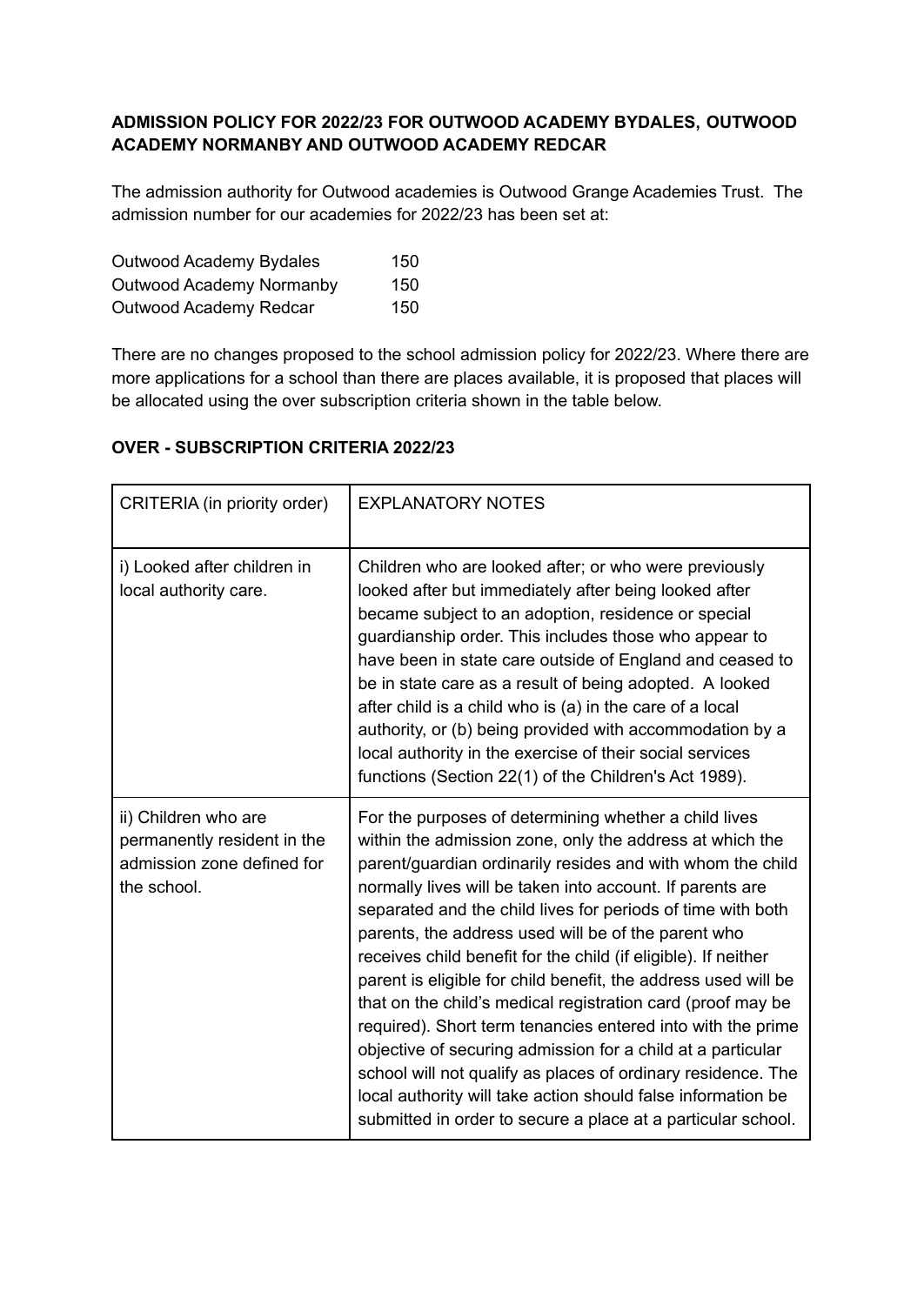**ADMISSION POLICY FOR 2022/23 FOR OUTWOOD ACADEMY BYDALES, OUTWOOD ACADEMY NORMANBY AND OUTWOOD ACADEMY REDCAR**

The admission authority for Outwood academies is Outwood Grange Academies Trust. The admission number for our academies for 2022/23 has been set at:

| | |
|---|---|
| Outwood Academy Bydales | 150 |
| Outwood Academy Normanby | 150 |
| Outwood Academy Redcar | 150 |

There are no changes proposed to the school admission policy for 2022/23. Where there are more applications for a school than there are places available, it is proposed that places will be allocated using the over subscription criteria shown in the table below.

**OVER - SUBSCRIPTION CRITERIA 2022/23**

| CRITERIA (in priority order) | EXPLANATORY NOTES |
|---|---|
| i) Looked after children in local authority care. | Children who are looked after; or who were previously looked after but immediately after being looked after became subject to an adoption, residence or special guardianship order. This includes those who appear to have been in state care outside of England and ceased to be in state care as a result of being adopted. A looked after child is a child who is (a) in the care of a local authority, or (b) being provided with accommodation by a local authority in the exercise of their social services functions (Section 22(1) of the Children's Act 1989). |
| ii) Children who are permanently resident in the admission zone defined for the school. | For the purposes of determining whether a child lives within the admission zone, only the address at which the parent/guardian ordinarily resides and with whom the child normally lives will be taken into account. If parents are separated and the child lives for periods of time with both parents, the address used will be of the parent who receives child benefit for the child (if eligible). If neither parent is eligible for child benefit, the address used will be that on the child's medical registration card (proof may be required). Short term tenancies entered into with the prime objective of securing admission for a child at a particular school will not qualify as places of ordinary residence. The local authority will take action should false information be submitted in order to secure a place at a particular school. |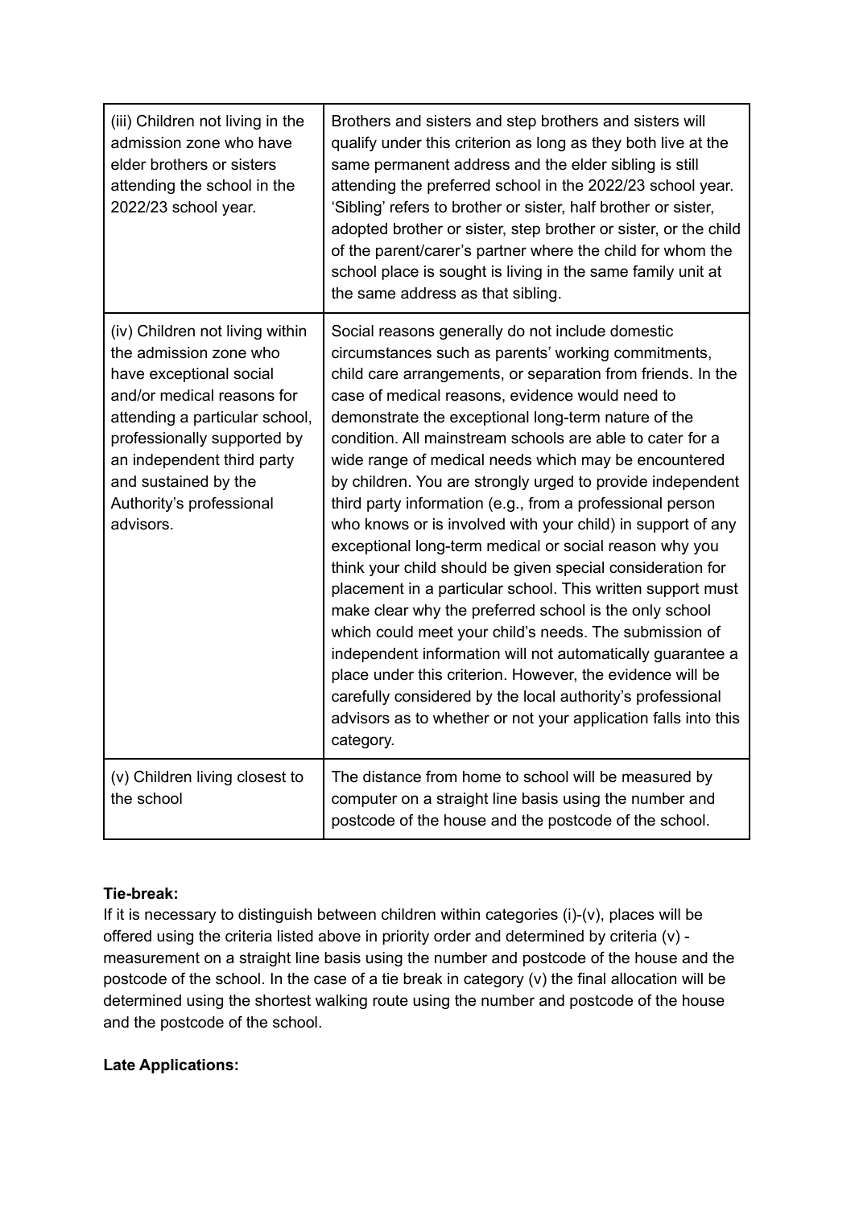| | |
|---|---|
| (iii) Children not living in the admission zone who have elder brothers or sisters attending the school in the 2022/23 school year. | Brothers and sisters and step brothers and sisters will qualify under this criterion as long as they both live at the same permanent address and the elder sibling is still attending the preferred school in the 2022/23 school year. 'Sibling' refers to brother or sister, half brother or sister, adopted brother or sister, step brother or sister, or the child of the parent/carer's partner where the child for whom the school place is sought is living in the same family unit at the same address as that sibling. |
| (iv) Children not living within the admission zone who have exceptional social and/or medical reasons for attending a particular school, professionally supported by an independent third party and sustained by the Authority's professional advisors. | Social reasons generally do not include domestic circumstances such as parents' working commitments, child care arrangements, or separation from friends. In the case of medical reasons, evidence would need to demonstrate the exceptional long-term nature of the condition. All mainstream schools are able to cater for a wide range of medical needs which may be encountered by children. You are strongly urged to provide independent third party information (e.g., from a professional person who knows or is involved with your child) in support of any exceptional long-term medical or social reason why you think your child should be given special consideration for placement in a particular school. This written support must make clear why the preferred school is the only school which could meet your child's needs. The submission of independent information will not automatically guarantee a place under this criterion. However, the evidence will be carefully considered by the local authority's professional advisors as to whether or not your application falls into this category. |
| (v) Children living closest to the school | The distance from home to school will be measured by computer on a straight line basis using the number and postcode of the house and the postcode of the school. |

**Tie-break:**
If it is necessary to distinguish between children within categories (i)-(v), places will be offered using the criteria listed above in priority order and determined by criteria (v) - measurement on a straight line basis using the number and postcode of the house and the postcode of the school. In the case of a tie break in category (v) the final allocation will be determined using the shortest walking route using the number and postcode of the house and the postcode of the school.

**Late Applications:**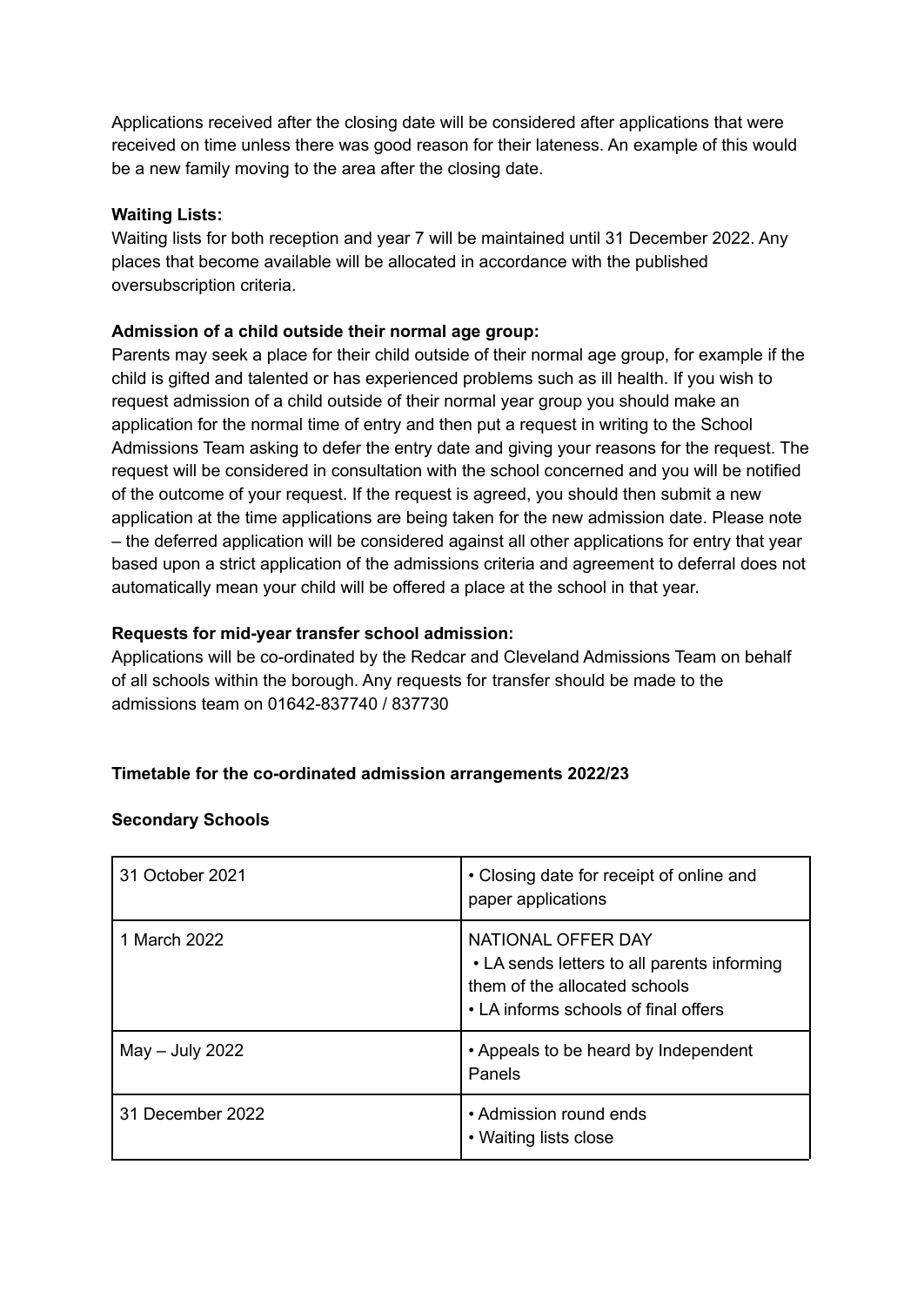Applications received after the closing date will be considered after applications that were received on time unless there was good reason for their lateness. An example of this would be a new family moving to the area after the closing date.

**Waiting Lists:**
Waiting lists for both reception and year 7 will be maintained until 31 December 2022. Any places that become available will be allocated in accordance with the published oversubscription criteria.

**Admission of a child outside their normal age group:**
Parents may seek a place for their child outside of their normal age group, for example if the child is gifted and talented or has experienced problems such as ill health. If you wish to request admission of a child outside of their normal year group you should make an application for the normal time of entry and then put a request in writing to the School Admissions Team asking to defer the entry date and giving your reasons for the request. The request will be considered in consultation with the school concerned and you will be notified of the outcome of your request. If the request is agreed, you should then submit a new application at the time applications are being taken for the new admission date. Please note – the deferred application will be considered against all other applications for entry that year based upon a strict application of the admissions criteria and agreement to deferral does not automatically mean your child will be offered a place at the school in that year.

**Requests for mid-year transfer school admission:**
Applications will be co-ordinated by the Redcar and Cleveland Admissions Team on behalf of all schools within the borough. Any requests for transfer should be made to the admissions team on 01642-837740 / 837730

**Timetable for the co-ordinated admission arrangements 2022/23**

**Secondary Schools**

| | |
|---|---|
| 31 October 2021 | • Closing date for receipt of online and paper applications |
| 1 March 2022 | NATIONAL OFFER DAY<br>• LA sends letters to all parents informing them of the allocated schools<br>• LA informs schools of final offers |
| May – July 2022 | • Appeals to be heard by Independent Panels |
| 31 December 2022 | • Admission round ends<br>• Waiting lists close |